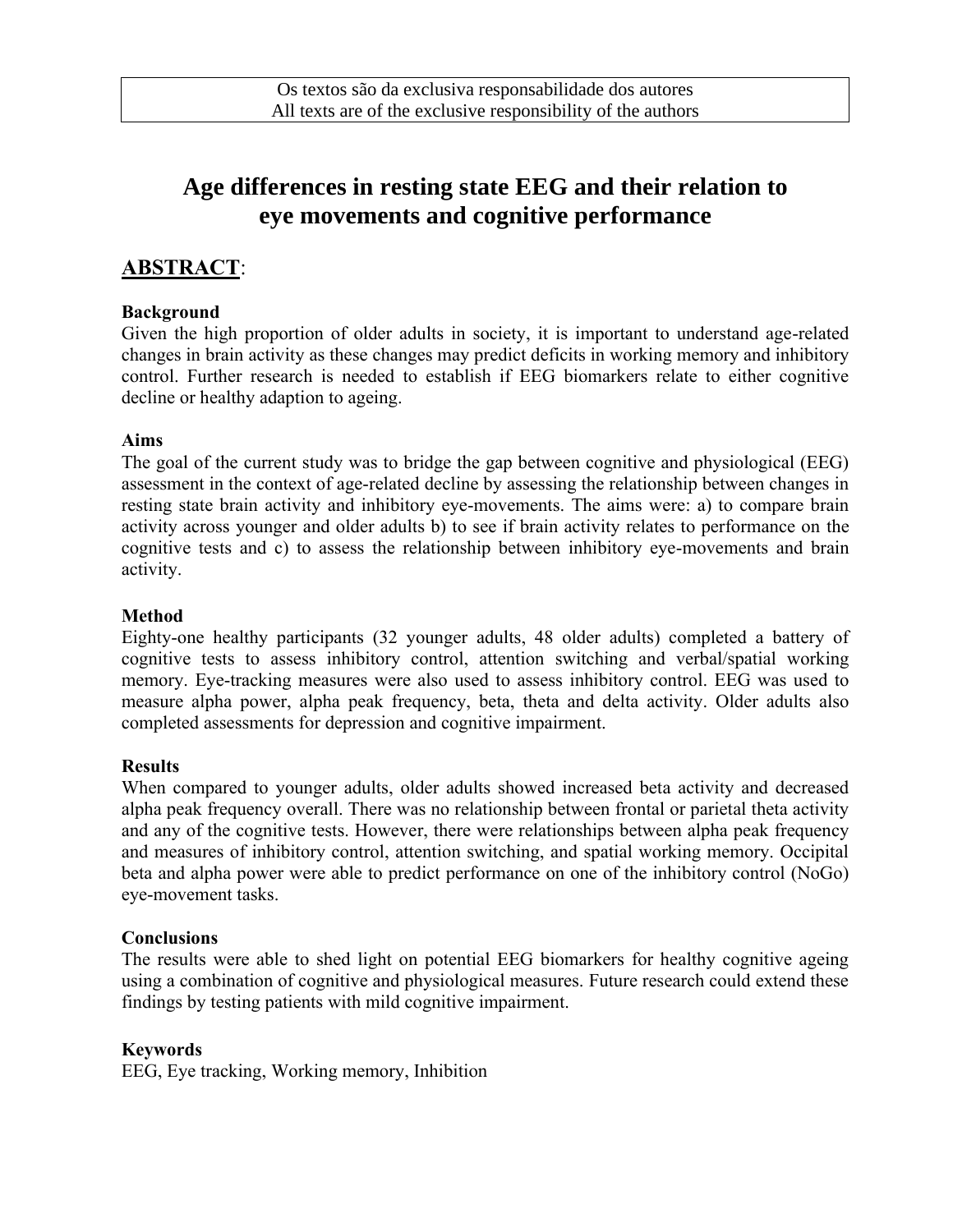Os textos são da exclusiva responsabilidade dos autores
All texts are of the exclusive responsibility of the authors

# Age differences in resting state EEG and their relation to eye movements and cognitive performance

## ABSTRACT:

### Background

Given the high proportion of older adults in society, it is important to understand age-related changes in brain activity as these changes may predict deficits in working memory and inhibitory control. Further research is needed to establish if EEG biomarkers relate to either cognitive decline or healthy adaption to ageing.

### Aims

The goal of the current study was to bridge the gap between cognitive and physiological (EEG) assessment in the context of age-related decline by assessing the relationship between changes in resting state brain activity and inhibitory eye-movements. The aims were: a) to compare brain activity across younger and older adults b) to see if brain activity relates to performance on the cognitive tests and c) to assess the relationship between inhibitory eye-movements and brain activity.

### Method

Eighty-one healthy participants (32 younger adults, 48 older adults) completed a battery of cognitive tests to assess inhibitory control, attention switching and verbal/spatial working memory. Eye-tracking measures were also used to assess inhibitory control. EEG was used to measure alpha power, alpha peak frequency, beta, theta and delta activity. Older adults also completed assessments for depression and cognitive impairment.

### Results

When compared to younger adults, older adults showed increased beta activity and decreased alpha peak frequency overall. There was no relationship between frontal or parietal theta activity and any of the cognitive tests. However, there were relationships between alpha peak frequency and measures of inhibitory control, attention switching, and spatial working memory. Occipital beta and alpha power were able to predict performance on one of the inhibitory control (NoGo) eye-movement tasks.

### Conclusions

The results were able to shed light on potential EEG biomarkers for healthy cognitive ageing using a combination of cognitive and physiological measures. Future research could extend these findings by testing patients with mild cognitive impairment.

### Keywords

EEG, Eye tracking, Working memory, Inhibition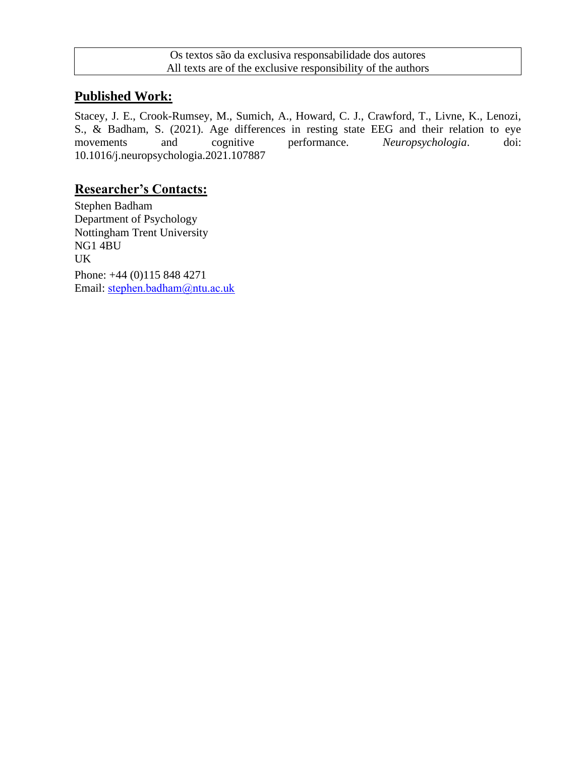Os textos são da exclusiva responsabilidade dos autores
All texts are of the exclusive responsibility of the authors

## Published Work:

Stacey, J. E., Crook-Rumsey, M., Sumich, A., Howard, C. J., Crawford, T., Livne, K., Lenozi, S., & Badham, S. (2021). Age differences in resting state EEG and their relation to eye movements and cognitive performance. *Neuropsychologia*. doi: 10.1016/j.neuropsychologia.2021.107887

## Researcher's Contacts:

Stephen Badham
Department of Psychology
Nottingham Trent University
NG1 4BU
UK

Phone: +44 (0)115 848 4271
Email: stephen.badham@ntu.ac.uk